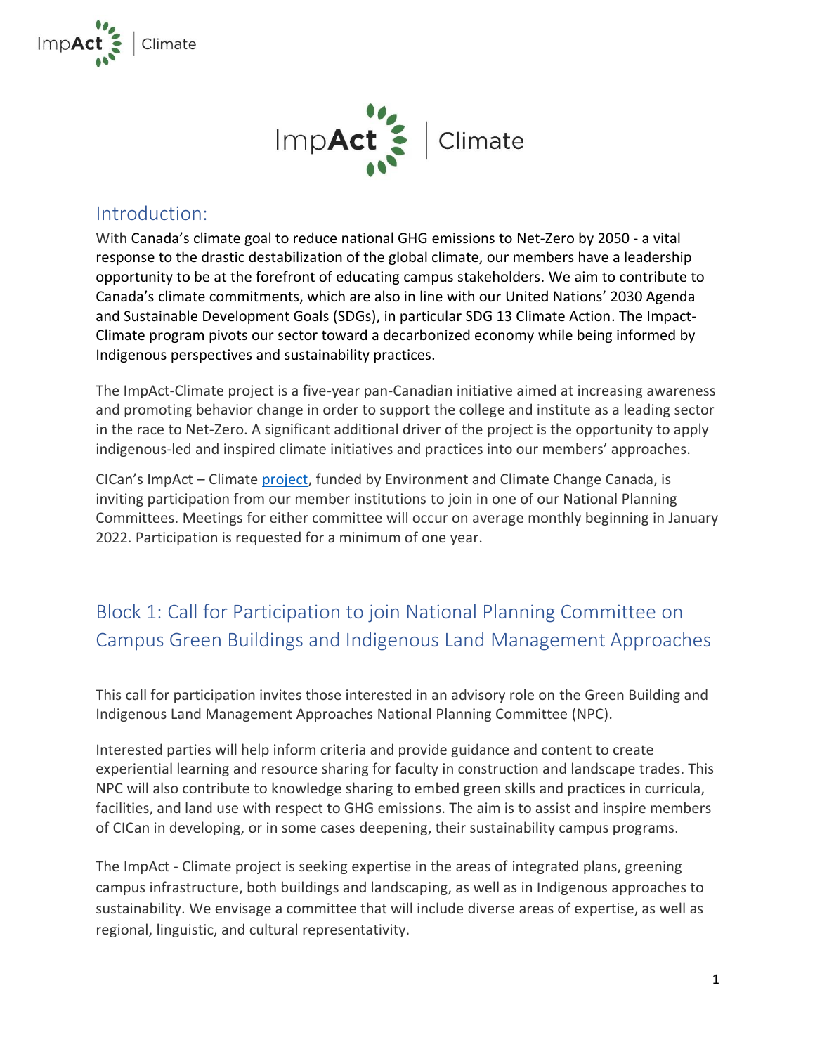## Introduction:

With Canada's climate goal to reduce national GHG emissions to Net-Zero by 2050 - a vital response to the drastic destabilization of the global climate, our members have a leadership opportunity to be at the forefront of educating campus stakeholders. We aim to contribute to Canada's climate commitments, which are also in line with our United Nations' 2030 Agenda and Sustainable Development Goals (SDGs), in particular SDG 13 Climate Action. The Impact-Climate program pivots our sector toward a decarbonized economy while being informed by Indigenous perspectives and sustainability practices.

The ImpAct-Climate project is a five-year pan-Canadian initiative aimed at increasing awareness and promoting behavior change in order to support the college and institute as a leading sector in the race to Net-Zero. A significant additional driver of the project is the opportunity to apply indigenous-led and inspired climate initiatives and practices into our members' approaches.

CICan's ImpAct – Climate project, funded by Environment and Climate Change Canada, is inviting participation from our member institutions to join in one of our National Planning Committees. Meetings for either committee will occur on average monthly beginning in January 2022. Participation is requested for a minimum of one year.

## Block 1: Call for Participation to join National Planning Committee on Campus Green Buildings and Indigenous Land Management Approaches

This call for participation invites those interested in an advisory role on the Green Building and Indigenous Land Management Approaches National Planning Committee (NPC).

Interested parties will help inform criteria and provide guidance and content to create experiential learning and resource sharing for faculty in construction and landscape trades. This NPC will also contribute to knowledge sharing to embed green skills and practices in curricula, facilities, and land use with respect to GHG emissions. The aim is to assist and inspire members of CICan in developing, or in some cases deepening, their sustainability campus programs.

The ImpAct - Climate project is seeking expertise in the areas of integrated plans, greening campus infrastructure, both buildings and landscaping, as well as in Indigenous approaches to sustainability. We envisage a committee that will include diverse areas of expertise, as well as regional, linguistic, and cultural representativity.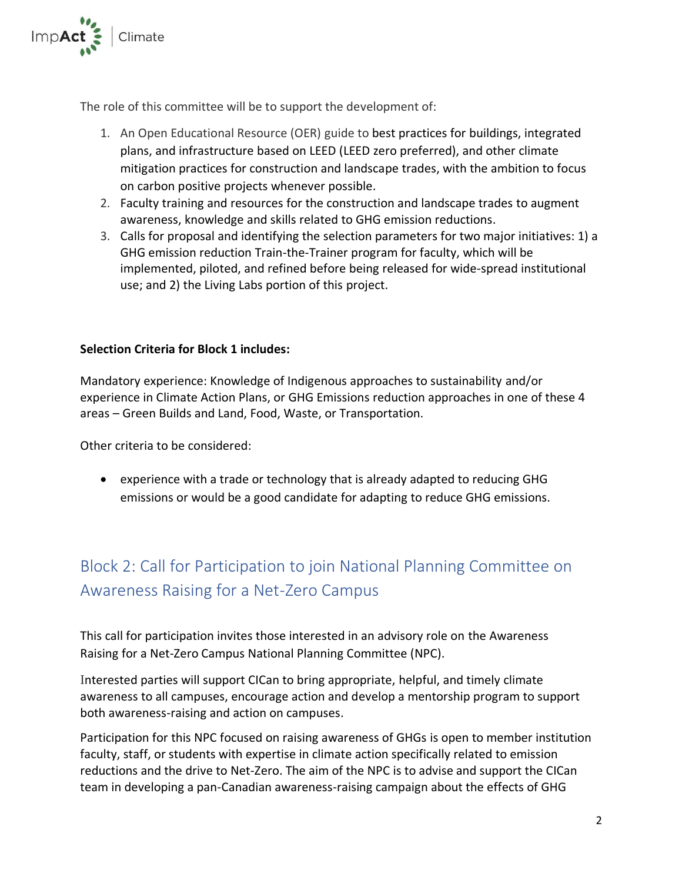The role of this committee will be to support the development of:

1. An Open Educational Resource (OER) guide to best practices for buildings, integrated plans, and infrastructure based on LEED (LEED zero preferred), and other climate mitigation practices for construction and landscape trades, with the ambition to focus on carbon positive projects whenever possible.
2. Faculty training and resources for the construction and landscape trades to augment awareness, knowledge and skills related to GHG emission reductions.
3. Calls for proposal and identifying the selection parameters for two major initiatives: 1) a GHG emission reduction Train-the-Trainer program for faculty, which will be implemented, piloted, and refined before being released for wide-spread institutional use; and 2) the Living Labs portion of this project.

**Selection Criteria for Block 1 includes:**

Mandatory experience: Knowledge of Indigenous approaches to sustainability and/or experience in Climate Action Plans, or GHG Emissions reduction approaches in one of these 4 areas – Green Builds and Land, Food, Waste, or Transportation.

Other criteria to be considered:

- experience with a trade or technology that is already adapted to reducing GHG emissions or would be a good candidate for adapting to reduce GHG emissions.

## Block 2: Call for Participation to join National Planning Committee on Awareness Raising for a Net-Zero Campus

This call for participation invites those interested in an advisory role on the Awareness Raising for a Net-Zero Campus National Planning Committee (NPC).

Interested parties will support CICan to bring appropriate, helpful, and timely climate awareness to all campuses, encourage action and develop a mentorship program to support both awareness-raising and action on campuses.

Participation for this NPC focused on raising awareness of GHGs is open to member institution faculty, staff, or students with expertise in climate action specifically related to emission reductions and the drive to Net-Zero. The aim of the NPC is to advise and support the CICan team in developing a pan-Canadian awareness-raising campaign about the effects of GHG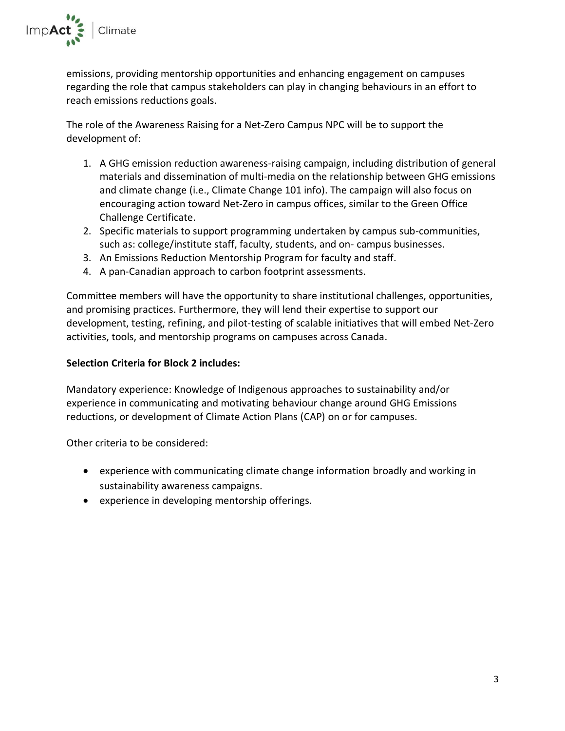emissions, providing mentorship opportunities and enhancing engagement on campuses regarding the role that campus stakeholders can play in changing behaviours in an effort to reach emissions reductions goals.

The role of the Awareness Raising for a Net-Zero Campus NPC will be to support the development of:

1. A GHG emission reduction awareness-raising campaign, including distribution of general materials and dissemination of multi-media on the relationship between GHG emissions and climate change (i.e., Climate Change 101 info). The campaign will also focus on encouraging action toward Net-Zero in campus offices, similar to the Green Office Challenge Certificate.
2. Specific materials to support programming undertaken by campus sub-communities, such as: college/institute staff, faculty, students, and on- campus businesses.
3. An Emissions Reduction Mentorship Program for faculty and staff.
4. A pan-Canadian approach to carbon footprint assessments.

Committee members will have the opportunity to share institutional challenges, opportunities, and promising practices. Furthermore, they will lend their expertise to support our development, testing, refining, and pilot-testing of scalable initiatives that will embed Net-Zero activities, tools, and mentorship programs on campuses across Canada.

**Selection Criteria for Block 2 includes:**

Mandatory experience: Knowledge of Indigenous approaches to sustainability and/or experience in communicating and motivating behaviour change around GHG Emissions reductions, or development of Climate Action Plans (CAP) on or for campuses.

Other criteria to be considered:

- experience with communicating climate change information broadly and working in sustainability awareness campaigns.
- experience in developing mentorship offerings.